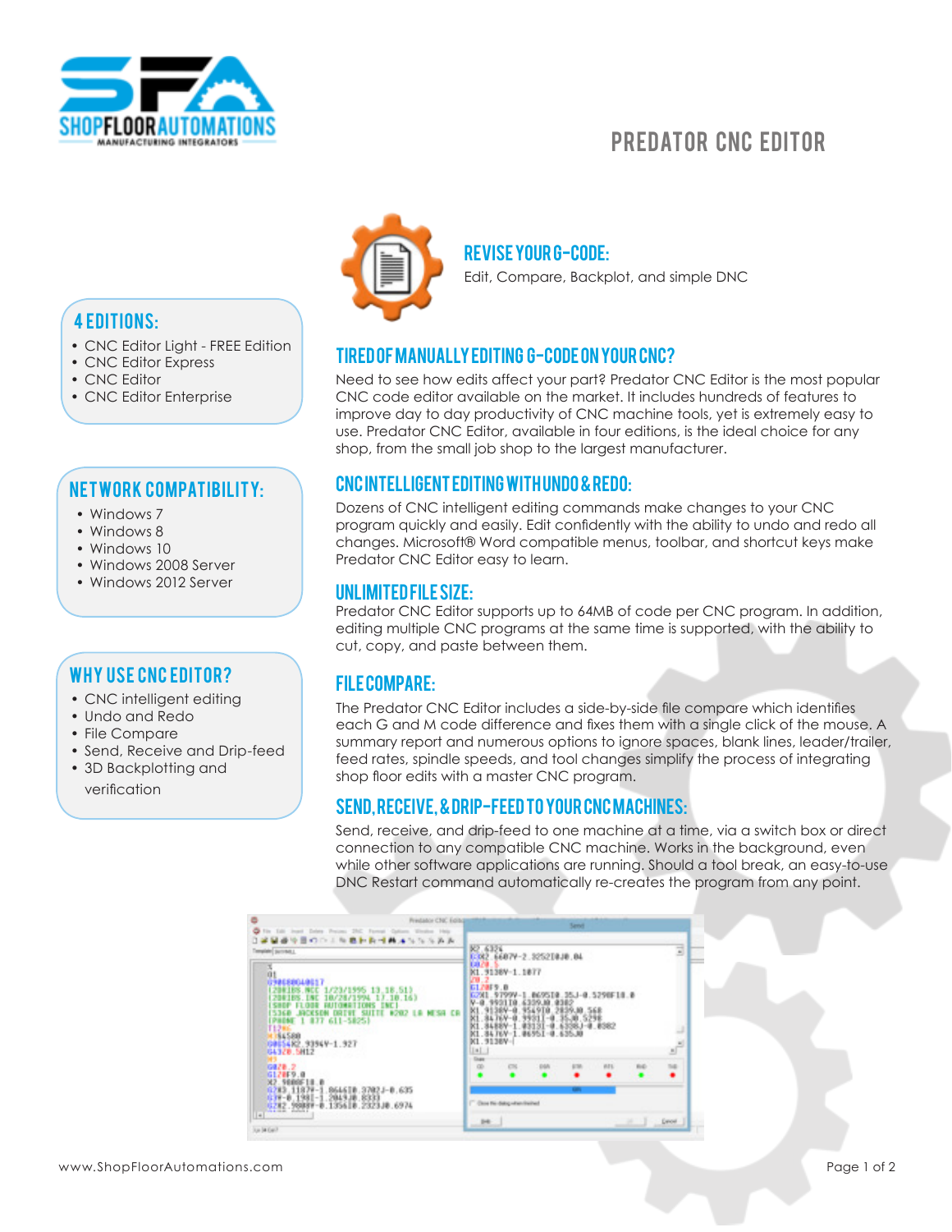# PREDATOR CNC EDITOR

## REVISE YOUR G-CODE:

Edit, Compare, Backplot, and simple DNC

## 4 EDITIONS:

- CNC Editor Light - FREE Edition
- CNC Editor Express
- CNC Editor
- CNC Editor Enterprise

## NETWORK COMPATIBILITY:

- Windows 7
- Windows 8
- Windows 10
- Windows 2008 Server
- Windows 2012 Server

## WHY USE CNC EDITOR?

- CNC intelligent editing
- Undo and Redo
- File Compare
- Send, Receive and Drip-feed
- 3D Backplotting and verification

## TIRED OF MANUALLY EDITING G-CODE ON YOUR CNC?

Need to see how edits affect your part? Predator CNC Editor is the most popular CNC code editor available on the market. It includes hundreds of features to improve day to day productivity of CNC machine tools, yet is extremely easy to use. Predator CNC Editor, available in four editions, is the ideal choice for any shop, from the small job shop to the largest manufacturer.

## CNC INTELLIGENT EDITING WITH UNDO & REDO:

Dozens of CNC intelligent editing commands make changes to your CNC program quickly and easily. Edit confidently with the ability to undo and redo all changes. Microsoft® Word compatible menus, toolbar, and shortcut keys make Predator CNC Editor easy to learn.

## UNLIMITED FILE SIZE:

Predator CNC Editor supports up to 64MB of code per CNC program. In addition, editing multiple CNC programs at the same time is supported, with the ability to cut, copy, and paste between them.

## FILE COMPARE:

The Predator CNC Editor includes a side-by-side file compare which identifies each G and M code difference and fixes them with a single click of the mouse. A summary report and numerous options to ignore spaces, blank lines, leader/trailer, feed rates, spindle speeds, and tool changes simplify the process of integrating shop floor edits with a master CNC program.

## SEND, RECEIVE, & DRIP-FEED TO YOUR CNC MACHINES:

Send, receive, and drip-feed to one machine at a time, via a switch box or direct connection to any compatible CNC machine. Works in the background, even while other software applications are running. Should a tool break, an easy-to-use DNC Restart command automatically re-creates the program from any point.

www.ShopFloorAutomations.com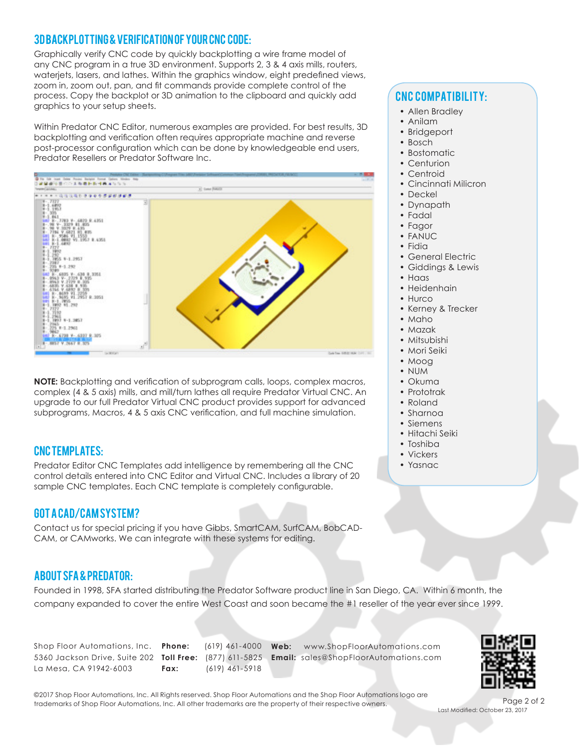## 3D BACKPLOTTING & VERIFICATION OF YOUR CNC CODE:

Graphically verify CNC code by quickly backplotting a wire frame model of any CNC program in a true 3D environment. Supports 2, 3 & 4 axis mills, routers, waterjets, lasers, and lathes. Within the graphics window, eight predefined views, zoom in, zoom out, pan, and fit commands provide complete control of the process. Copy the backplot or 3D animation to the clipboard and quickly add graphics to your setup sheets.

Within Predator CNC Editor, numerous examples are provided. For best results, 3D backplotting and verification often requires appropriate machine and reverse post-processor configuration which can be done by knowledgeable end users, Predator Resellers or Predator Software Inc.

**NOTE:** Backplotting and verification of subprogram calls, loops, complex macros, complex (4 & 5 axis) mills, and mill/turn lathes all require Predator Virtual CNC. An upgrade to our full Predator Virtual CNC product provides support for advanced subprograms, Macros, 4 & 5 axis CNC verification, and full machine simulation.

## CNC TEMPLATES:

Predator Editor CNC Templates add intelligence by remembering all the CNC control details entered into CNC Editor and Virtual CNC. Includes a library of 20 sample CNC templates. Each CNC template is completely configurable.

## GOT A CAD/CAM SYSTEM?

Contact us for special pricing if you have Gibbs, SmartCAM, SurfCAM, BobCAD-CAM, or CAMworks. We can integrate with these systems for editing.

## CNC COMPATIBILITY:

- Allen Bradley
- Anilam
- Bridgeport
- Bosch
- Bostomatic
- Centurion
- Centroid
- Cincinnati Milicron
- Deckel
- Dynapath
- Fadal
- Fagor
- FANUC
- Fidia
- General Electric
- Giddings & Lewis
- Haas
- Heidenhain
- Hurco
- Kerney & Trecker
- Maho
- Mazak
- Mitsubishi
- Mori Seiki
- Moog
- NUM
- Okuma
- Prototrak
- Roland
- Sharnoa
- Siemens
- Hitachi Seiki
- Toshiba
- Vickers
- Yasnac

## ABOUT SFA & PREDATOR:

Founded in 1998, SFA started distributing the Predator Software product line in San Diego, CA. Within 6 month, the company expanded to cover the entire West Coast and soon became the #1 reseller of the year ever since 1999.

Shop Floor Automations, Inc.
5360 Jackson Drive, Suite 202
La Mesa, CA 91942-6003

**Phone:** (619) 461-4000
**Toll Free:** (877) 611-5825
**Fax:** (619) 461-5918

**Web:** www.ShopFloorAutomations.com
**Email:** sales@ShopFloorAutomations.com

©2017 Shop Floor Automations, Inc. All Rights reserved. Shop Floor Automations and the Shop Floor Automations logo are trademarks of Shop Floor Automations, Inc. All other trademarks are the property of their respective owners.

Last Modified: October 23, 2017